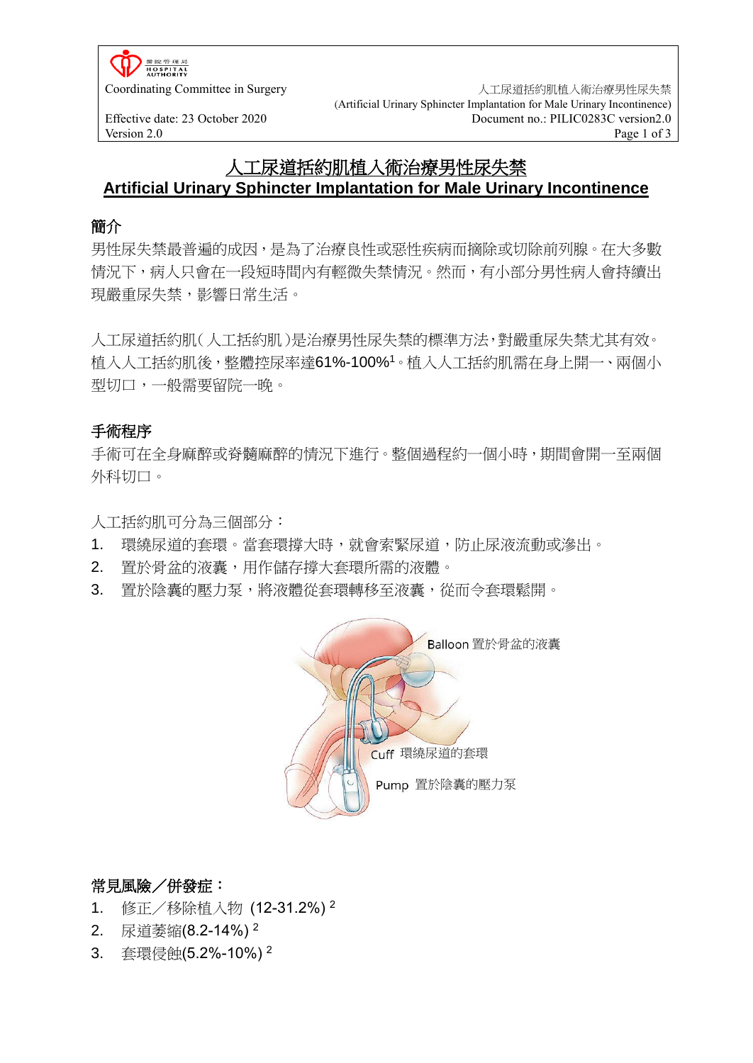# 人工尿道括約肌植入術治療男性尿失禁
# Artificial Urinary Sphincter Implantation for Male Urinary Incontinence

## 簡介

男性尿失禁最普遍的成因，是為了治療良性或惡性疾病而摘除或切除前列腺。在大多數情況下，病人只會在一段短時間內有輕微失禁情況。然而，有小部分男性病人會持續出現嚴重尿失禁，影響日常生活。

人工尿道括約肌(人工括約肌)是治療男性尿失禁的標準方法，對嚴重尿失禁尤其有效。植入人工括約肌後，整體控尿率達61%-100%[1]。植入人工括約肌需在身上開一、兩個小型切口，一般需要留院一晚。

## 手術程序

手術可在全身麻醉或脊髓麻醉的情況下進行。整個過程約一個小時，期間會開一至兩個外科切口。

人工括約肌可分為三個部分：

1. 環繞尿道的套環。當套環撐大時，就會索緊尿道，防止尿液流動或滲出。
2. 置於骨盆的液囊，用作儲存撐大套環所需的液體。
3. 置於陰囊的壓力泵，將液體從套環轉移至液囊，從而令套環鬆開。

Balloon 置於骨盆的液囊

Cuff 環繞尿道的套環

Pump 置於陰囊的壓力泵

## 常見風險／併發症：

1. 修正／移除植入物 (12-31.2%) [2]
2. 尿道萎縮(8.2-14%) [2]
3. 套環侵蝕(5.2%-10%) [2]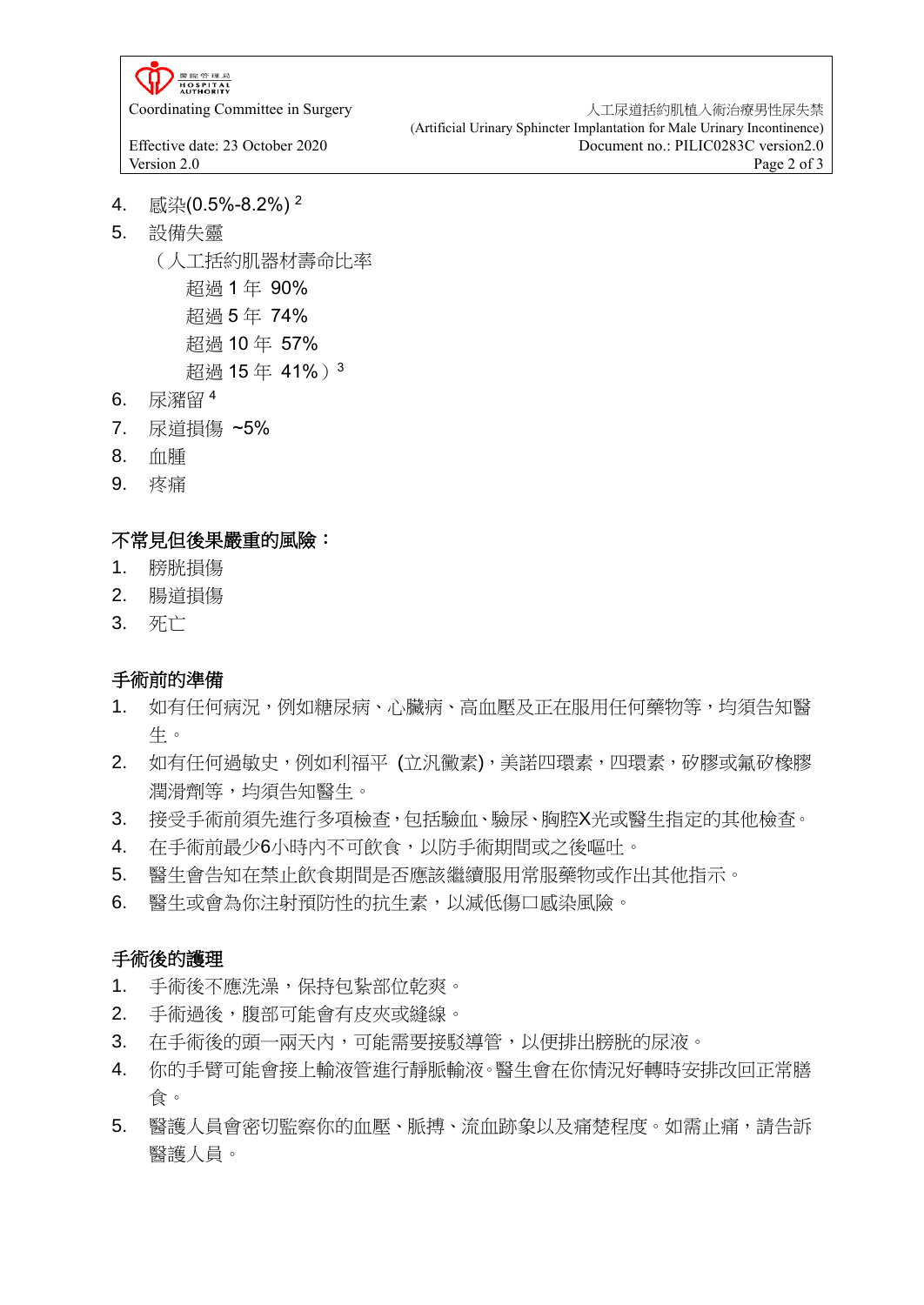4. 感染(0.5%-8.2%) [2]
5. 設備失靈
   （人工括約肌器材壽命比率
   超過 1 年 90%
   超過 5 年 74%
   超過 10 年 57%
   超過 15 年 41%）[3]
6. 尿瀦留 [4]
7. 尿道損傷 ~5%
8. 血腫
9. 疼痛

**不常見但後果嚴重的風險：**

1. 膀胱損傷
2. 腸道損傷
3. 死亡

**手術前的準備**

1. 如有任何病況，例如糖尿病、心臟病、高血壓及正在服用任何藥物等，均須告知醫生。
2. 如有任何過敏史，例如利福平 (立汎黴素)，美諾四環素，四環素，矽膠或氟矽橡膠潤滑劑等，均須告知醫生。
3. 接受手術前須先進行多項檢查，包括驗血、驗尿、胸腔X光或醫生指定的其他檢查。
4. 在手術前最少6小時內不可飲食，以防手術期間或之後嘔吐。
5. 醫生會告知在禁止飲食期間是否應該繼續服用常服藥物或作出其他指示。
6. 醫生或會為你注射預防性的抗生素，以減低傷口感染風險。

**手術後的護理**

1. 手術後不應洗澡，保持包紮部位乾爽。
2. 手術過後，腹部可能會有皮夾或縫線。
3. 在手術後的頭一兩天內，可能需要接駁導管，以便排出膀胱的尿液。
4. 你的手臂可能會接上輸液管進行靜脈輸液。醫生會在你情況好轉時安排改回正常膳食。
5. 醫護人員會密切監察你的血壓、脈搏、流血跡象以及痛楚程度。如需止痛，請告訴醫護人員。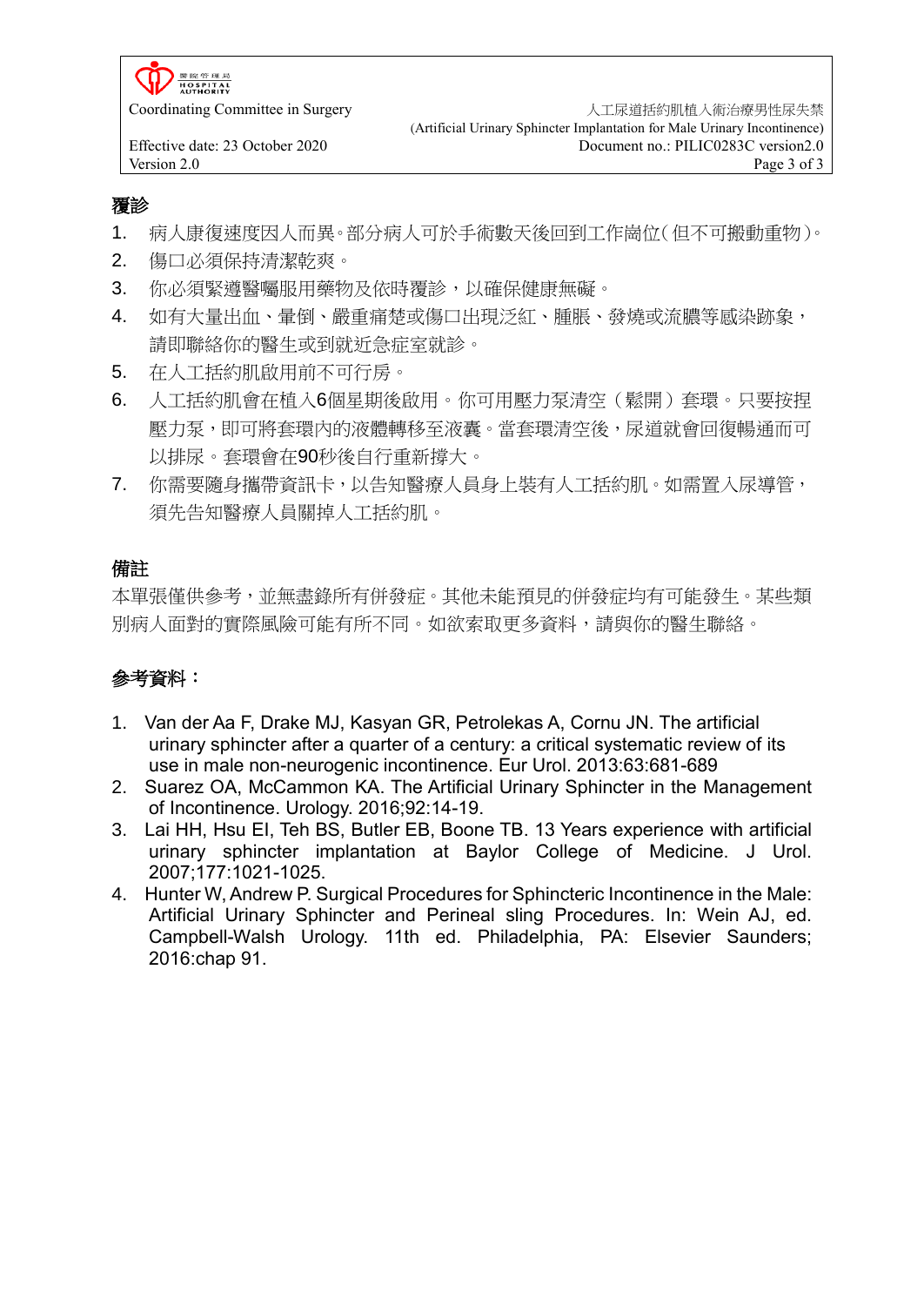## 覆診

1. 病人康復速度因人而異。部分病人可於手術數天後回到工作崗位(但不可搬動重物)。
2. 傷口必須保持清潔乾爽。
3. 你必須緊遵醫囑服用藥物及依時覆診，以確保健康無礙。
4. 如有大量出血、暈倒、嚴重痛楚或傷口出現泛紅、腫脹、發燒或流膿等感染跡象，請即聯絡你的醫生或到就近急症室就診。
5. 在人工括約肌啟用前不可行房。
6. 人工括約肌會在植入6個星期後啟用。你可用壓力泵清空（鬆開）套環。只要按捏壓力泵，即可將套環內的液體轉移至液囊。當套環清空後，尿道就會回復暢通而可以排尿。套環會在90秒後自行重新撐大。
7. 你需要隨身攜帶資訊卡，以告知醫療人員身上裝有人工括約肌。如需置入尿導管，須先告知醫療人員關掉人工括約肌。

## 備註

本單張僅供參考，並無盡錄所有併發症。其他未能預見的併發症均有可能發生。某些類別病人面對的實際風險可能有所不同。如欲索取更多資料，請與你的醫生聯絡。

## 參考資料：

1. Van der Aa F, Drake MJ, Kasyan GR, Petrolekas A, Cornu JN. The artificial urinary sphincter after a quarter of a century: a critical systematic review of its use in male non-neurogenic incontinence. Eur Urol. 2013:63:681-689
2. Suarez OA, McCammon KA. The Artificial Urinary Sphincter in the Management of Incontinence. Urology. 2016;92:14-19.
3. Lai HH, Hsu EI, Teh BS, Butler EB, Boone TB. 13 Years experience with artificial urinary sphincter implantation at Baylor College of Medicine. J Urol. 2007;177:1021-1025.
4. Hunter W, Andrew P. Surgical Procedures for Sphincteric Incontinence in the Male: Artificial Urinary Sphincter and Perineal sling Procedures. In: Wein AJ, ed. Campbell-Walsh Urology. 11th ed. Philadelphia, PA: Elsevier Saunders; 2016:chap 91.